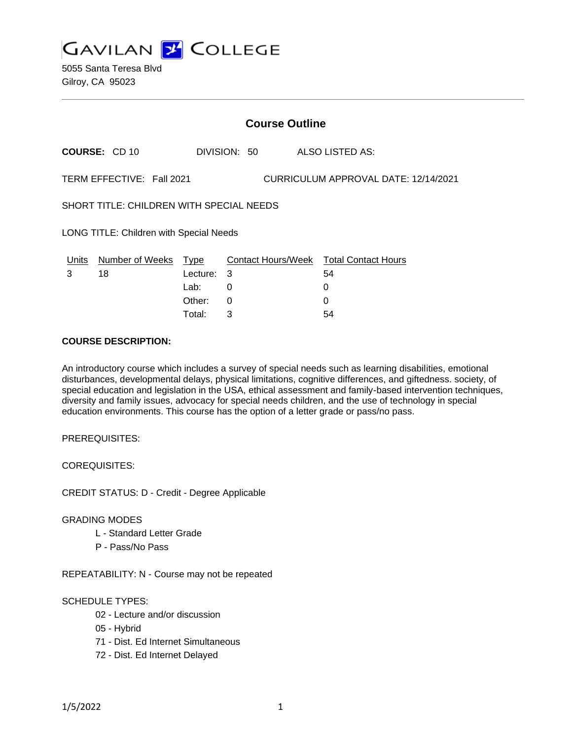# GAVILAN COLLEGE

5055 Santa Teresa Blvd
Gilroy, CA 95023

---

## Course Outline

**COURSE:** CD 10 DIVISION: 50 ALSO LISTED AS:

TERM EFFECTIVE: Fall 2021 CURRICULUM APPROVAL DATE: 12/14/2021

SHORT TITLE: CHILDREN WITH SPECIAL NEEDS

LONG TITLE: Children with Special Needs

| Units | Number of Weeks | Type | Contact Hours/Week | Total Contact Hours |
|---|---|---|---|---|
| 3 | 18 | Lecture: | 3 | 54 |
| | | Lab: | 0 | 0 |
| | | Other: | 0 | 0 |
| | | Total: | 3 | 54 |

**COURSE DESCRIPTION:**

An introductory course which includes a survey of special needs such as learning disabilities, emotional disturbances, developmental delays, physical limitations, cognitive differences, and giftedness. society, of special education and legislation in the USA, ethical assessment and family-based intervention techniques, diversity and family issues, advocacy for special needs children, and the use of technology in special education environments. This course has the option of a letter grade or pass/no pass.

PREREQUISITES:

COREQUISITES:

CREDIT STATUS: D - Credit - Degree Applicable

GRADING MODES

- L - Standard Letter Grade
- P - Pass/No Pass

REPEATABILITY: N - Course may not be repeated

SCHEDULE TYPES:

- 02 - Lecture and/or discussion
- 05 - Hybrid
- 71 - Dist. Ed Internet Simultaneous
- 72 - Dist. Ed Internet Delayed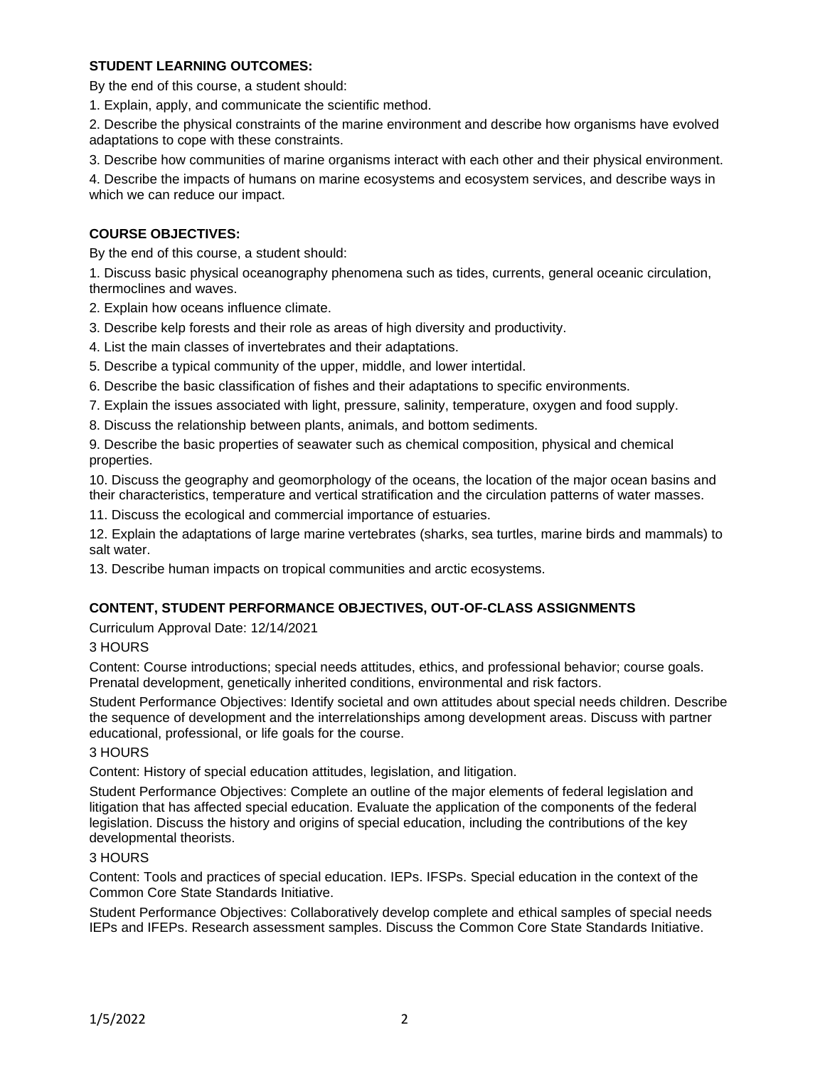**STUDENT LEARNING OUTCOMES:**

By the end of this course, a student should:

1. Explain, apply, and communicate the scientific method.
2. Describe the physical constraints of the marine environment and describe how organisms have evolved adaptations to cope with these constraints.
3. Describe how communities of marine organisms interact with each other and their physical environment.
4. Describe the impacts of humans on marine ecosystems and ecosystem services, and describe ways in which we can reduce our impact.

**COURSE OBJECTIVES:**

By the end of this course, a student should:

1. Discuss basic physical oceanography phenomena such as tides, currents, general oceanic circulation, thermoclines and waves.
2. Explain how oceans influence climate.
3. Describe kelp forests and their role as areas of high diversity and productivity.
4. List the main classes of invertebrates and their adaptations.
5. Describe a typical community of the upper, middle, and lower intertidal.
6. Describe the basic classification of fishes and their adaptations to specific environments.
7. Explain the issues associated with light, pressure, salinity, temperature, oxygen and food supply.
8. Discuss the relationship between plants, animals, and bottom sediments.
9. Describe the basic properties of seawater such as chemical composition, physical and chemical properties.
10. Discuss the geography and geomorphology of the oceans, the location of the major ocean basins and their characteristics, temperature and vertical stratification and the circulation patterns of water masses.
11. Discuss the ecological and commercial importance of estuaries.
12. Explain the adaptations of large marine vertebrates (sharks, sea turtles, marine birds and mammals) to salt water.
13. Describe human impacts on tropical communities and arctic ecosystems.

**CONTENT, STUDENT PERFORMANCE OBJECTIVES, OUT-OF-CLASS ASSIGNMENTS**

Curriculum Approval Date: 12/14/2021

3 HOURS

Content: Course introductions; special needs attitudes, ethics, and professional behavior; course goals. Prenatal development, genetically inherited conditions, environmental and risk factors.

Student Performance Objectives: Identify societal and own attitudes about special needs children. Describe the sequence of development and the interrelationships among development areas. Discuss with partner educational, professional, or life goals for the course.

3 HOURS

Content: History of special education attitudes, legislation, and litigation.

Student Performance Objectives: Complete an outline of the major elements of federal legislation and litigation that has affected special education. Evaluate the application of the components of the federal legislation. Discuss the history and origins of special education, including the contributions of the key developmental theorists.

3 HOURS

Content: Tools and practices of special education. IEPs. IFSPs. Special education in the context of the Common Core State Standards Initiative.

Student Performance Objectives: Collaboratively develop complete and ethical samples of special needs IEPs and IFEPs. Research assessment samples. Discuss the Common Core State Standards Initiative.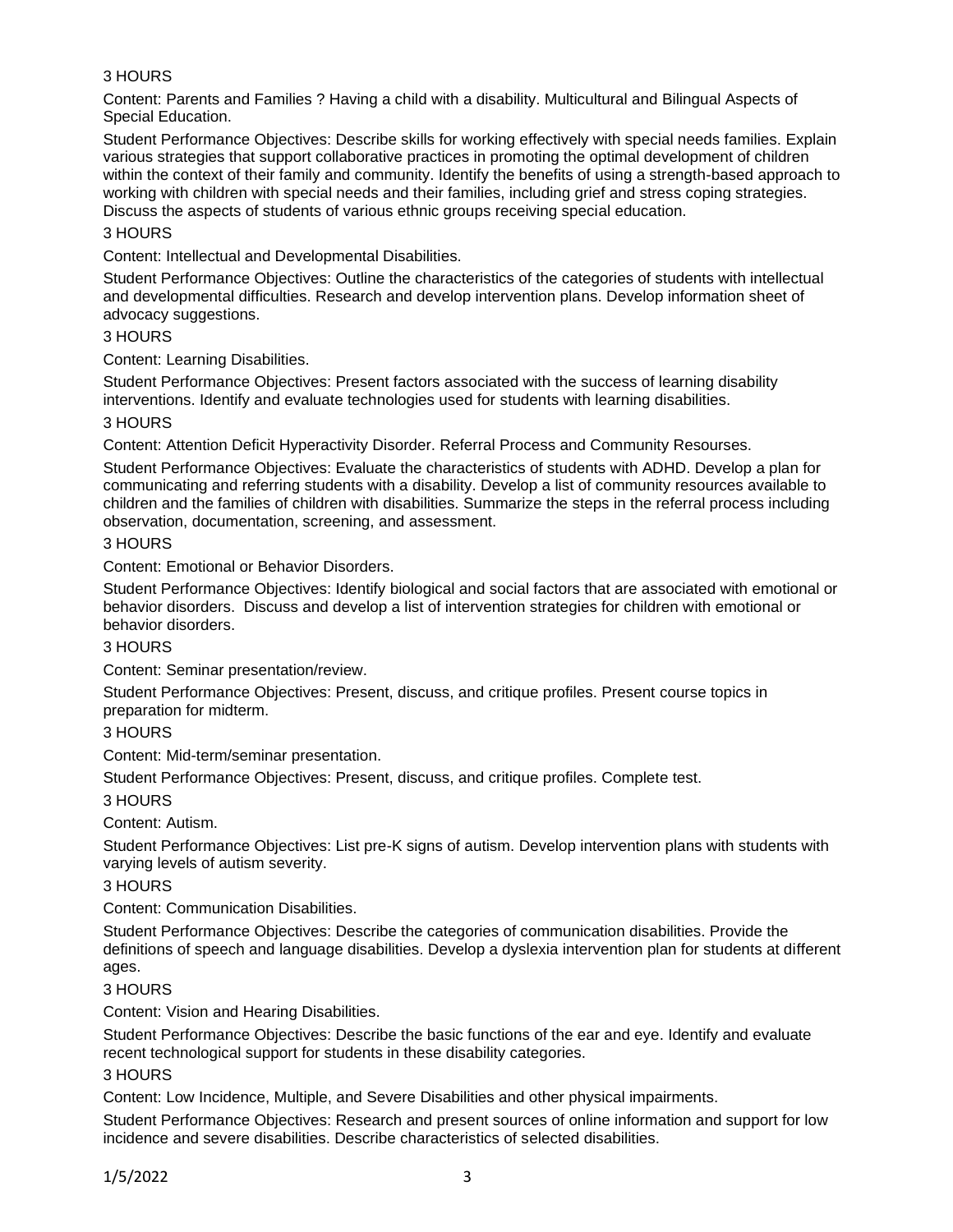3 HOURS

Content: Parents and Families ? Having a child with a disability. Multicultural and Bilingual Aspects of Special Education.

Student Performance Objectives: Describe skills for working effectively with special needs families. Explain various strategies that support collaborative practices in promoting the optimal development of children within the context of their family and community. Identify the benefits of using a strength-based approach to working with children with special needs and their families, including grief and stress coping strategies. Discuss the aspects of students of various ethnic groups receiving special education.

3 HOURS

Content: Intellectual and Developmental Disabilities.

Student Performance Objectives: Outline the characteristics of the categories of students with intellectual and developmental difficulties. Research and develop intervention plans. Develop information sheet of advocacy suggestions.

3 HOURS

Content: Learning Disabilities.

Student Performance Objectives: Present factors associated with the success of learning disability interventions. Identify and evaluate technologies used for students with learning disabilities.

3 HOURS

Content: Attention Deficit Hyperactivity Disorder. Referral Process and Community Resourses.

Student Performance Objectives: Evaluate the characteristics of students with ADHD. Develop a plan for communicating and referring students with a disability. Develop a list of community resources available to children and the families of children with disabilities. Summarize the steps in the referral process including observation, documentation, screening, and assessment.

3 HOURS

Content: Emotional or Behavior Disorders.

Student Performance Objectives: Identify biological and social factors that are associated with emotional or behavior disorders. Discuss and develop a list of intervention strategies for children with emotional or behavior disorders.

3 HOURS

Content: Seminar presentation/review.

Student Performance Objectives: Present, discuss, and critique profiles. Present course topics in preparation for midterm.

3 HOURS

Content: Mid-term/seminar presentation.

Student Performance Objectives: Present, discuss, and critique profiles. Complete test.

3 HOURS

Content: Autism.

Student Performance Objectives: List pre-K signs of autism. Develop intervention plans with students with varying levels of autism severity.

3 HOURS

Content: Communication Disabilities.

Student Performance Objectives: Describe the categories of communication disabilities. Provide the definitions of speech and language disabilities. Develop a dyslexia intervention plan for students at different ages.

3 HOURS

Content: Vision and Hearing Disabilities.

Student Performance Objectives: Describe the basic functions of the ear and eye. Identify and evaluate recent technological support for students in these disability categories.

3 HOURS

Content: Low Incidence, Multiple, and Severe Disabilities and other physical impairments.

Student Performance Objectives: Research and present sources of online information and support for low incidence and severe disabilities. Describe characteristics of selected disabilities.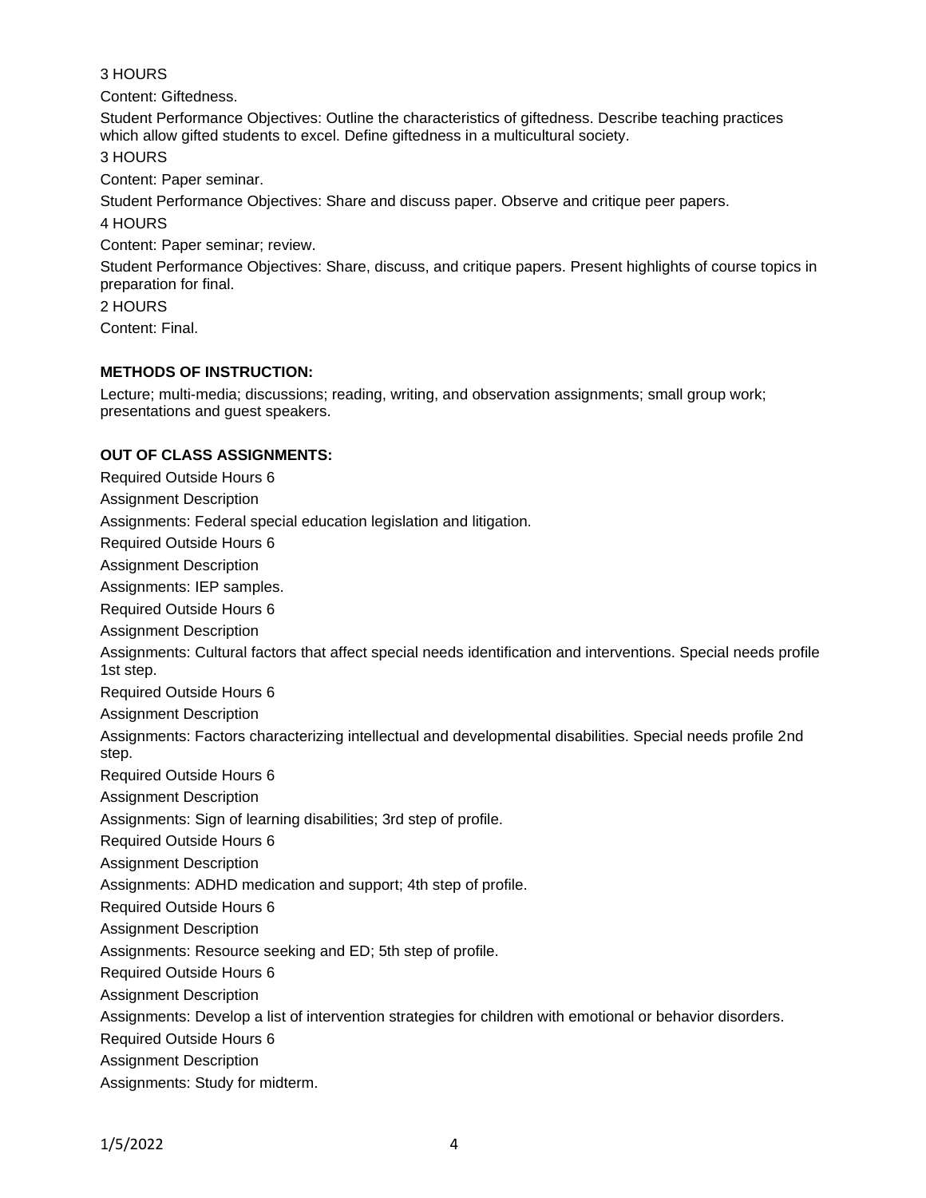3 HOURS

Content: Giftedness.

Student Performance Objectives: Outline the characteristics of giftedness. Describe teaching practices which allow gifted students to excel. Define giftedness in a multicultural society.

3 HOURS

Content: Paper seminar.

Student Performance Objectives: Share and discuss paper. Observe and critique peer papers.

4 HOURS

Content: Paper seminar; review.

Student Performance Objectives: Share, discuss, and critique papers. Present highlights of course topics in preparation for final.

2 HOURS

Content: Final.

**METHODS OF INSTRUCTION:**

Lecture; multi-media; discussions; reading, writing, and observation assignments; small group work; presentations and guest speakers.

**OUT OF CLASS ASSIGNMENTS:**

Required Outside Hours 6

Assignment Description

Assignments: Federal special education legislation and litigation.

Required Outside Hours 6

Assignment Description

Assignments: IEP samples.

Required Outside Hours 6

Assignment Description

Assignments: Cultural factors that affect special needs identification and interventions. Special needs profile 1st step.

Required Outside Hours 6

Assignment Description

Assignments: Factors characterizing intellectual and developmental disabilities. Special needs profile 2nd step.

Required Outside Hours 6

Assignment Description

Assignments: Sign of learning disabilities; 3rd step of profile.

Required Outside Hours 6

Assignment Description

Assignments: ADHD medication and support; 4th step of profile.

Required Outside Hours 6

Assignment Description

Assignments: Resource seeking and ED; 5th step of profile.

Required Outside Hours 6

Assignment Description

Assignments: Develop a list of intervention strategies for children with emotional or behavior disorders.

Required Outside Hours 6

Assignment Description

Assignments: Study for midterm.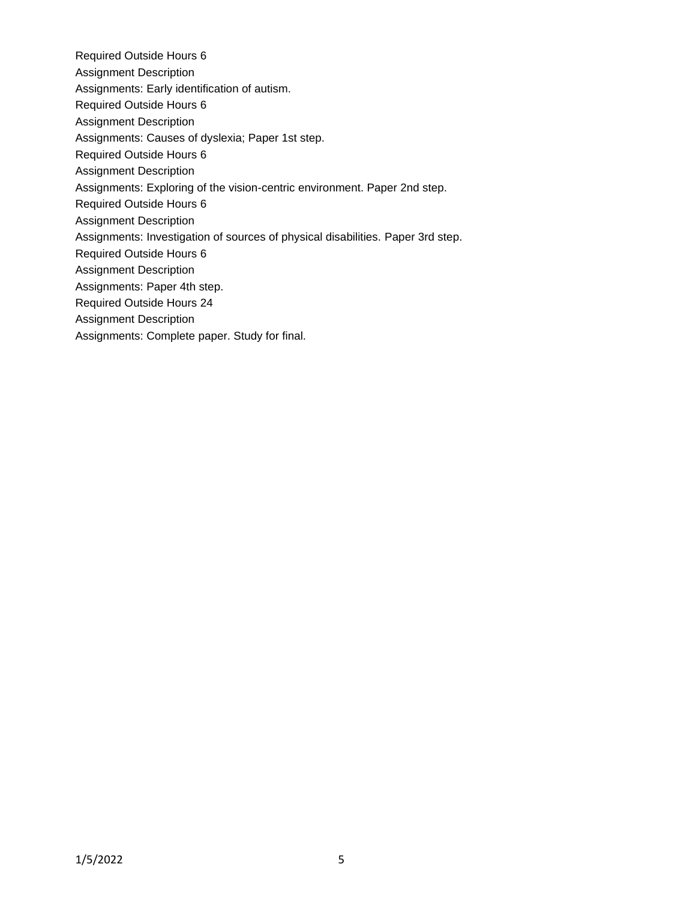Required Outside Hours 6

Assignment Description

Assignments: Early identification of autism.

Required Outside Hours 6

Assignment Description

Assignments: Causes of dyslexia; Paper 1st step.

Required Outside Hours 6

Assignment Description

Assignments: Exploring of the vision-centric environment. Paper 2nd step.

Required Outside Hours 6

Assignment Description

Assignments: Investigation of sources of physical disabilities. Paper 3rd step.

Required Outside Hours 6

Assignment Description

Assignments: Paper 4th step.

Required Outside Hours 24

Assignment Description

Assignments: Complete paper. Study for final.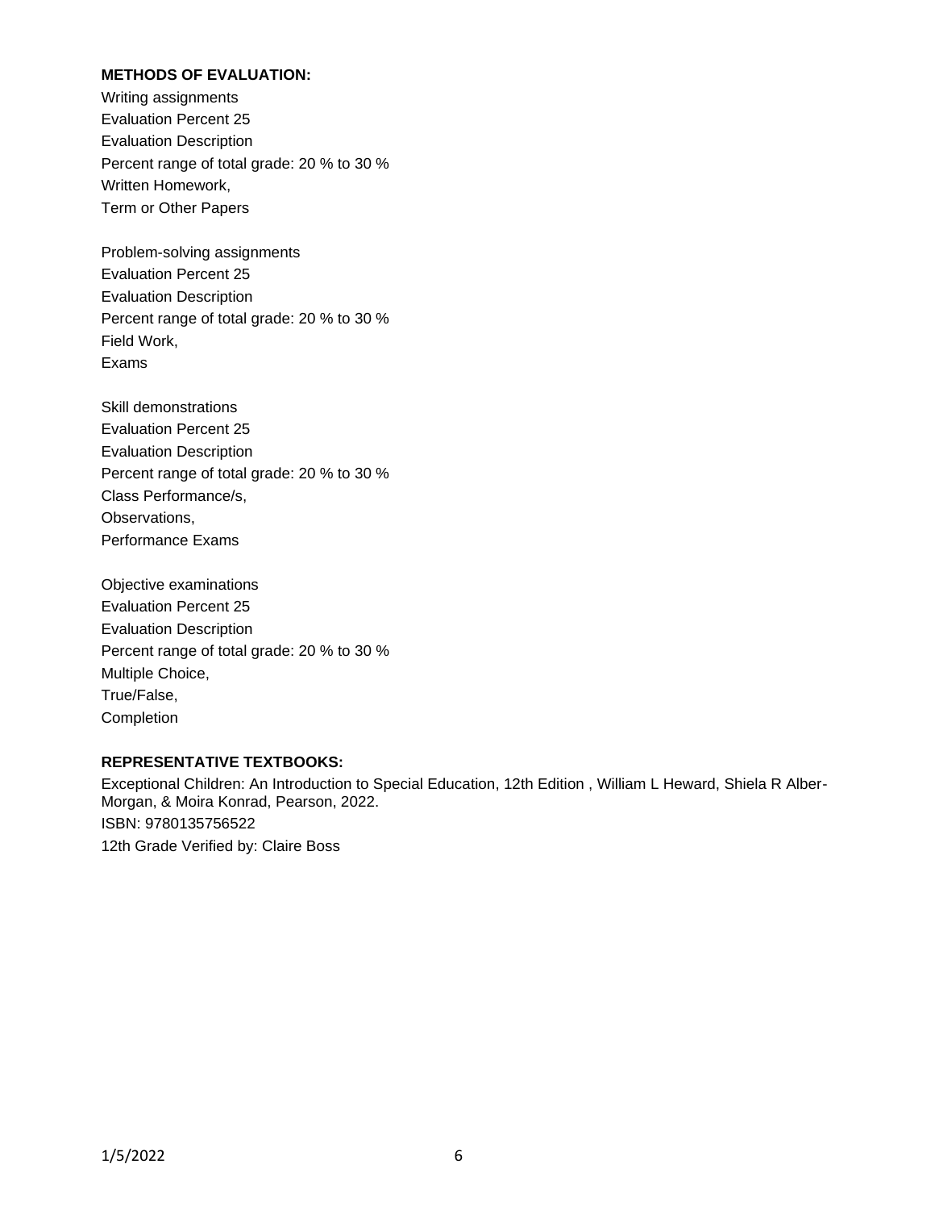**METHODS OF EVALUATION:**

Writing assignments
Evaluation Percent 25
Evaluation Description
Percent range of total grade: 20 % to 30 %
Written Homework,
Term or Other Papers

Problem-solving assignments
Evaluation Percent 25
Evaluation Description
Percent range of total grade: 20 % to 30 %
Field Work,
Exams

Skill demonstrations
Evaluation Percent 25
Evaluation Description
Percent range of total grade: 20 % to 30 %
Class Performance/s,
Observations,
Performance Exams

Objective examinations
Evaluation Percent 25
Evaluation Description
Percent range of total grade: 20 % to 30 %
Multiple Choice,
True/False,
Completion

**REPRESENTATIVE TEXTBOOKS:**

Exceptional Children: An Introduction to Special Education, 12th Edition , William L Heward, Shiela R Alber-Morgan, & Moira Konrad, Pearson, 2022.
ISBN: 9780135756522
12th Grade Verified by: Claire Boss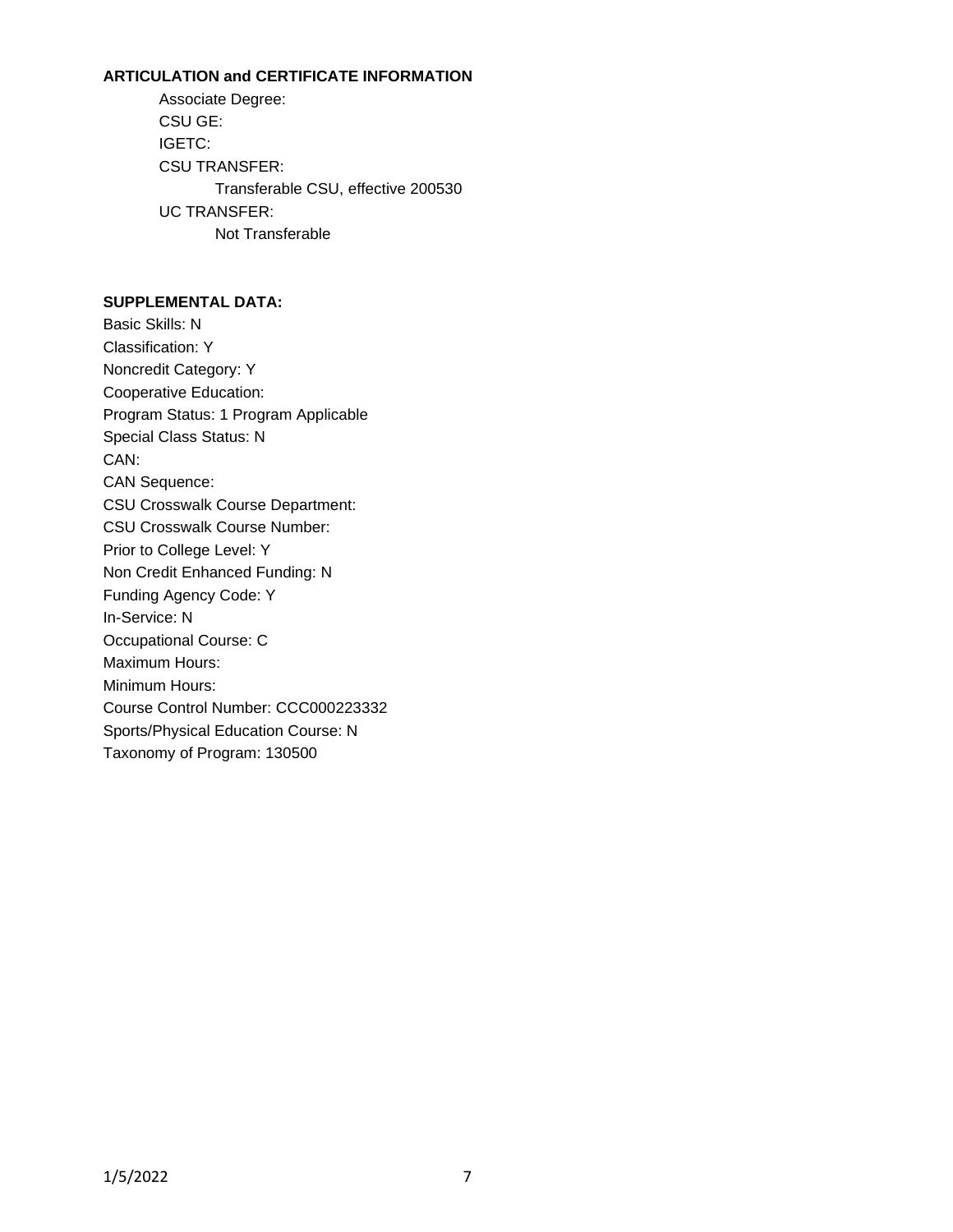**ARTICULATION and CERTIFICATE INFORMATION**

Associate Degree:
CSU GE:
IGETC:
CSU TRANSFER:
  Transferable CSU, effective 200530
UC TRANSFER:
  Not Transferable

**SUPPLEMENTAL DATA:**

Basic Skills: N
Classification: Y
Noncredit Category: Y
Cooperative Education:
Program Status: 1 Program Applicable
Special Class Status: N
CAN:
CAN Sequence:
CSU Crosswalk Course Department:
CSU Crosswalk Course Number:
Prior to College Level: Y
Non Credit Enhanced Funding: N
Funding Agency Code: Y
In-Service: N
Occupational Course: C
Maximum Hours:
Minimum Hours:
Course Control Number: CCC000223332
Sports/Physical Education Course: N
Taxonomy of Program: 130500